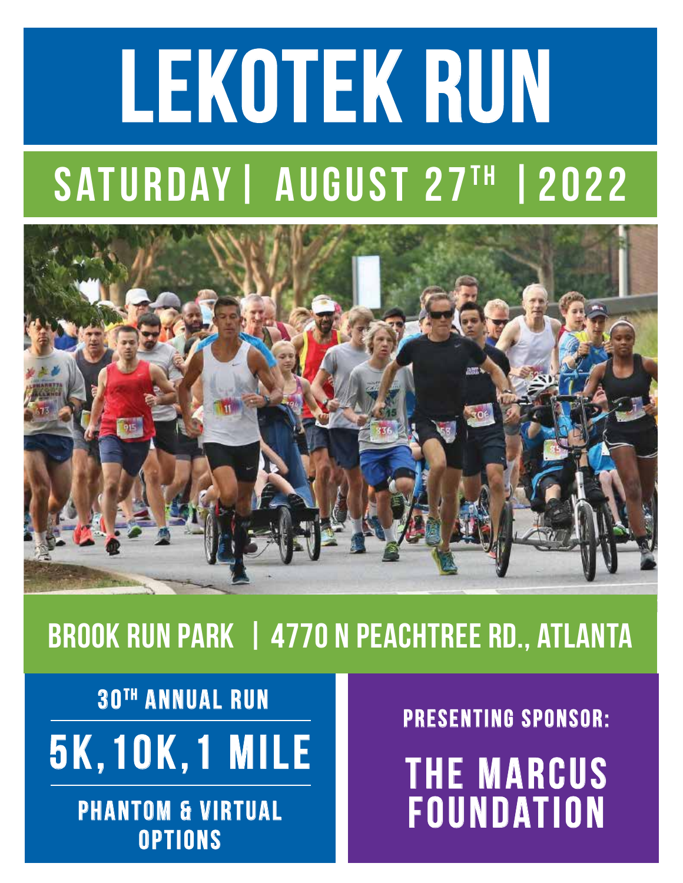# LEKOTEK RUN

## SATURDAY | AUGUST 27TH | 2022

## BROOK RUN PARK | 4770 N PEACHTREE RD., ATLANTA

### 30TH ANNUAL RUN

## 5K, 10K, 1 MILE

### PHANTOM & VIRTUAL OPTIONS

### PRESENTING SPONSOR:

## THE MARCUS FOUNDATION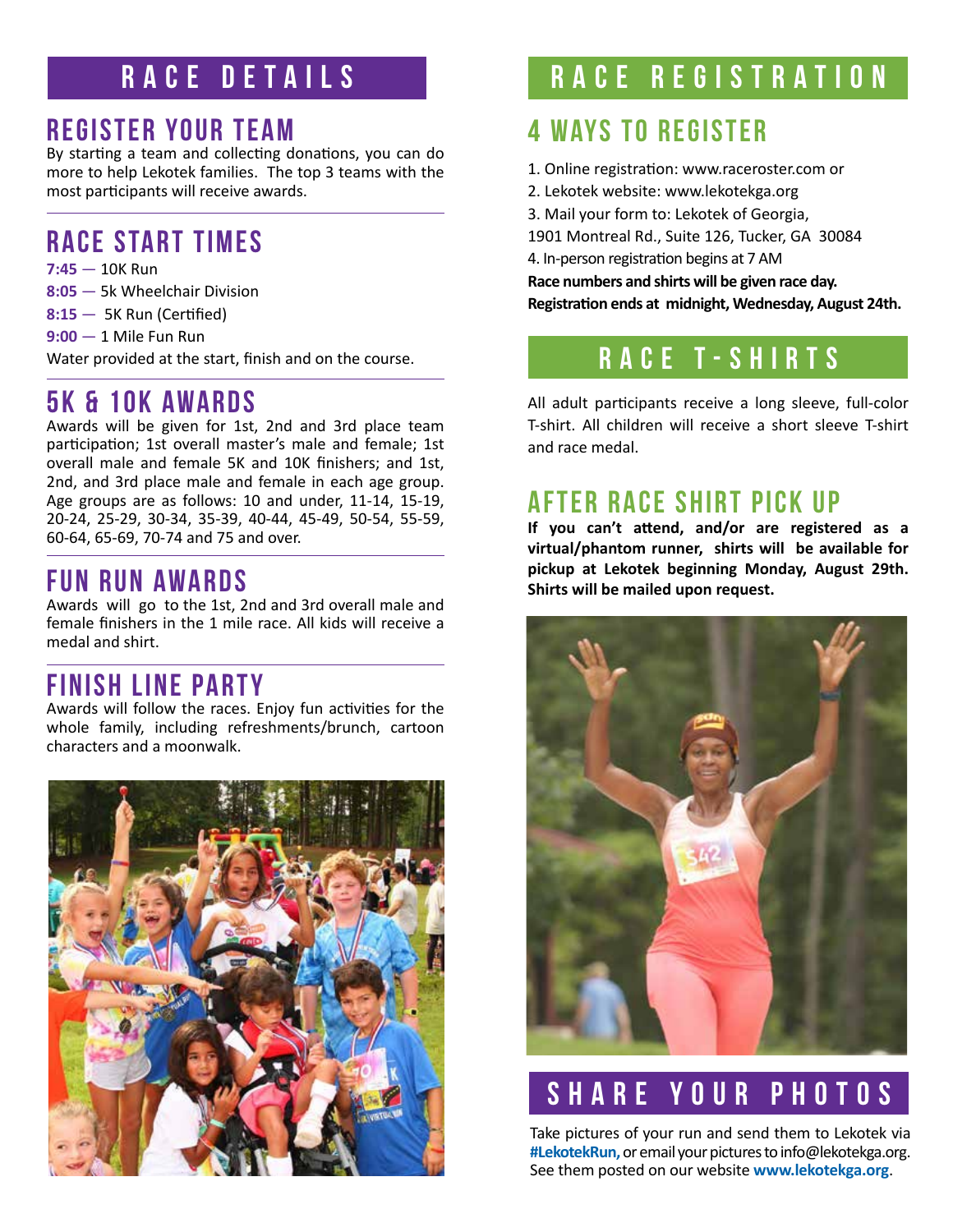# RACE DETAILS

## REGISTER YOUR TEAM

By starting a team and collecting donations, you can do more to help Lekotek families. The top 3 teams with the most participants will receive awards.

## RACE START TIMES

**7:45** — 10K Run
**8:05** — 5k Wheelchair Division
**8:15** — 5K Run (Certified)
**9:00** — 1 Mile Fun Run

Water provided at the start, finish and on the course.

## 5K & 10K AWARDS

Awards will be given for 1st, 2nd and 3rd place team participation; 1st overall master's male and female; 1st overall male and female 5K and 10K finishers; and 1st, 2nd, and 3rd place male and female in each age group. Age groups are as follows: 10 and under, 11-14, 15-19, 20-24, 25-29, 30-34, 35-39, 40-44, 45-49, 50-54, 55-59, 60-64, 65-69, 70-74 and 75 and over.

## FUN RUN AWARDS

Awards will go to the 1st, 2nd and 3rd overall male and female finishers in the 1 mile race. All kids will receive a medal and shirt.

## FINISH LINE PARTY

Awards will follow the races. Enjoy fun activities for the whole family, including refreshments/brunch, cartoon characters and a moonwalk.

# RACE REGISTRATION

## 4 WAYS TO REGISTER

1. Online registration: www.raceroster.com or
2. Lekotek website: www.lekotekga.org
3. Mail your form to: Lekotek of Georgia, 1901 Montreal Rd., Suite 126, Tucker, GA 30084
4. In-person registration begins at 7 AM

**Race numbers and shirts will be given race day.**
**Registration ends at midnight, Wednesday, August 24th.**

# RACE T-SHIRTS

All adult participants receive a long sleeve, full-color T-shirt. All children will receive a short sleeve T-shirt and race medal.

## AFTER RACE SHIRT PICK UP

**If you can't attend, and/or are registered as a virtual/phantom runner, shirts will be available for pickup at Lekotek beginning Monday, August 29th. Shirts will be mailed upon request.**

# SHARE YOUR PHOTOS

Take pictures of your run and send them to Lekotek via **#LekotekRun,** or email your pictures to info@lekotekga.org. See them posted on our website **www.lekotekga.org**.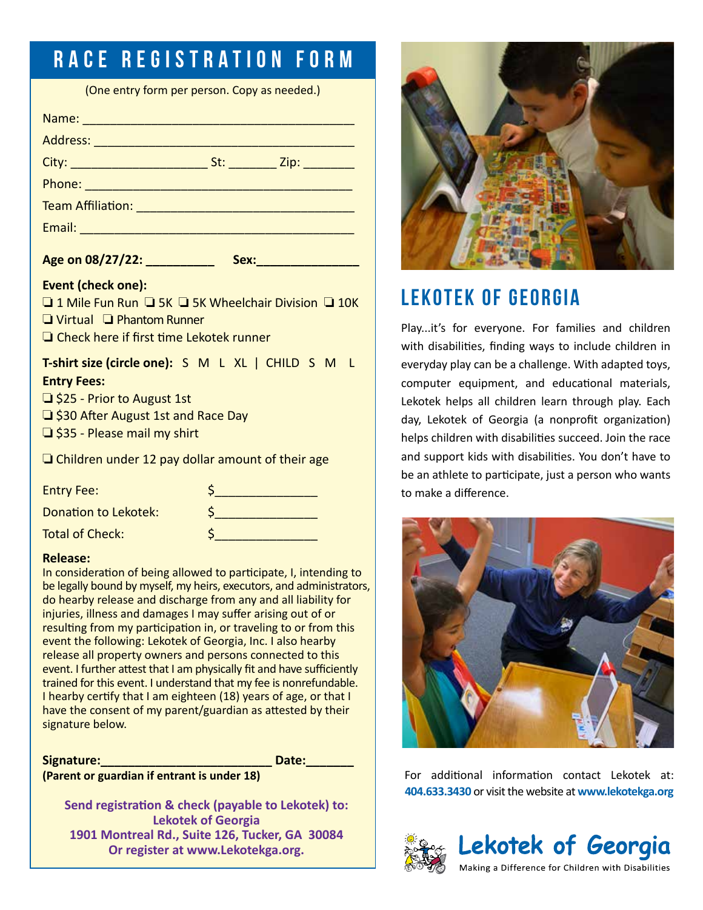# RACE REGISTRATION FORM

(One entry form per person. Copy as needed.)

Name: ___________________________________________

Address: _________________________________________

City: ____________________ St: _______ Zip: ________

Phone: __________________________________________

Team Affiliation: _________________________________

Email: ___________________________________________

**Age on 08/27/22:** __________ **Sex:**_______________

**Event (check one):**

❑ 1 Mile Fun Run ❑ 5K ❑ 5K Wheelchair Division ❑ 10K
❑ Virtual ❑ Phantom Runner
❑ Check here if first time Lekotek runner

**T-shirt size (circle one):** S M L XL | CHILD S M L

**Entry Fees:**

❑ $25 - Prior to August 1st
❑ $30 After August 1st and Race Day
❑ $35 - Please mail my shirt

❑ Children under 12 pay dollar amount of their age

| | |
|---|---|
| Entry Fee: | $_______________ |
| Donation to Lekotek: | $_______________ |
| Total of Check: | $_______________ |

**Release:**

In consideration of being allowed to participate, I, intending to be legally bound by myself, my heirs, executors, and administrators, do hearby release and discharge from any and all liability for injuries, illness and damages I may suffer arising out of or resulting from my participation in, or traveling to or from this event the following: Lekotek of Georgia, Inc. I also hearby release all property owners and persons connected to this event. I further attest that I am physically fit and have sufficiently trained for this event. I understand that my fee is nonrefundable. I hearby certify that I am eighteen (18) years of age, or that I have the consent of my parent/guardian as attested by their signature below.

**Signature:**_________________________ **Date:**_______
**(Parent or guardian if entrant is under 18)**

**Send registration & check (payable to Lekotek) to:**
**Lekotek of Georgia**
**1901 Montreal Rd., Suite 126, Tucker, GA 30084**
**Or register at www.Lekotekga.org.**

## LEKOTEK OF GEORGIA

Play...it's for everyone. For families and children with disabilities, finding ways to include children in everyday play can be a challenge. With adapted toys, computer equipment, and educational materials, Lekotek helps all children learn through play. Each day, Lekotek of Georgia (a nonprofit organization) helps children with disabilities succeed. Join the race and support kids with disabilities. You don't have to be an athlete to participate, just a person who wants to make a difference.

For additional information contact Lekotek at: **404.633.3430** or visit the website at **www.lekotekga.org**

**Lekotek of Georgia**
Making a Difference for Children with Disabilities